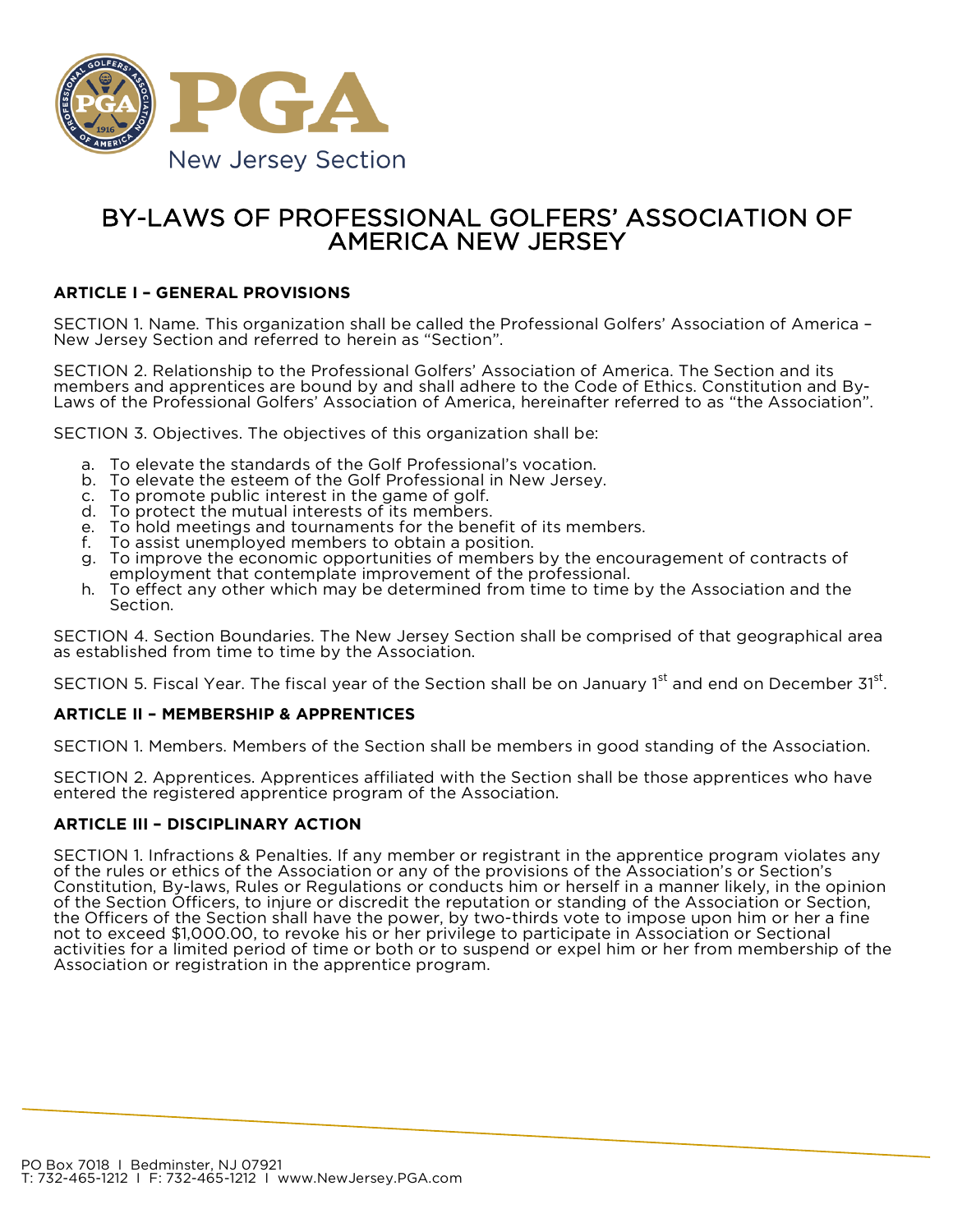# BY-LAWS OF PROFESSIONAL GOLFERS' ASSOCIATION OF AMERICA NEW JERSEY

## ARTICLE I – GENERAL PROVISIONS

SECTION 1. Name. This organization shall be called the Professional Golfers' Association of America – New Jersey Section and referred to herein as "Section".

SECTION 2. Relationship to the Professional Golfers' Association of America. The Section and its members and apprentices are bound by and shall adhere to the Code of Ethics. Constitution and By-Laws of the Professional Golfers' Association of America, hereinafter referred to as "the Association".

SECTION 3. Objectives. The objectives of this organization shall be:

a. To elevate the standards of the Golf Professional's vocation.
b. To elevate the esteem of the Golf Professional in New Jersey.
c. To promote public interest in the game of golf.
d. To protect the mutual interests of its members.
e. To hold meetings and tournaments for the benefit of its members.
f. To assist unemployed members to obtain a position.
g. To improve the economic opportunities of members by the encouragement of contracts of employment that contemplate improvement of the professional.
h. To effect any other which may be determined from time to time by the Association and the Section.

SECTION 4. Section Boundaries. The New Jersey Section shall be comprised of that geographical area as established from time to time by the Association.

SECTION 5. Fiscal Year. The fiscal year of the Section shall be on January 1st and end on December 31st.

## ARTICLE II – MEMBERSHIP & APPRENTICES

SECTION 1. Members. Members of the Section shall be members in good standing of the Association.

SECTION 2. Apprentices. Apprentices affiliated with the Section shall be those apprentices who have entered the registered apprentice program of the Association.

## ARTICLE III – DISCIPLINARY ACTION

SECTION 1. Infractions & Penalties. If any member or registrant in the apprentice program violates any of the rules or ethics of the Association or any of the provisions of the Association's or Section's Constitution, By-laws, Rules or Regulations or conducts him or herself in a manner likely, in the opinion of the Section Officers, to injure or discredit the reputation or standing of the Association or Section, the Officers of the Section shall have the power, by two-thirds vote to impose upon him or her a fine not to exceed $1,000.00, to revoke his or her privilege to participate in Association or Sectional activities for a limited period of time or both or to suspend or expel him or her from membership of the Association or registration in the apprentice program.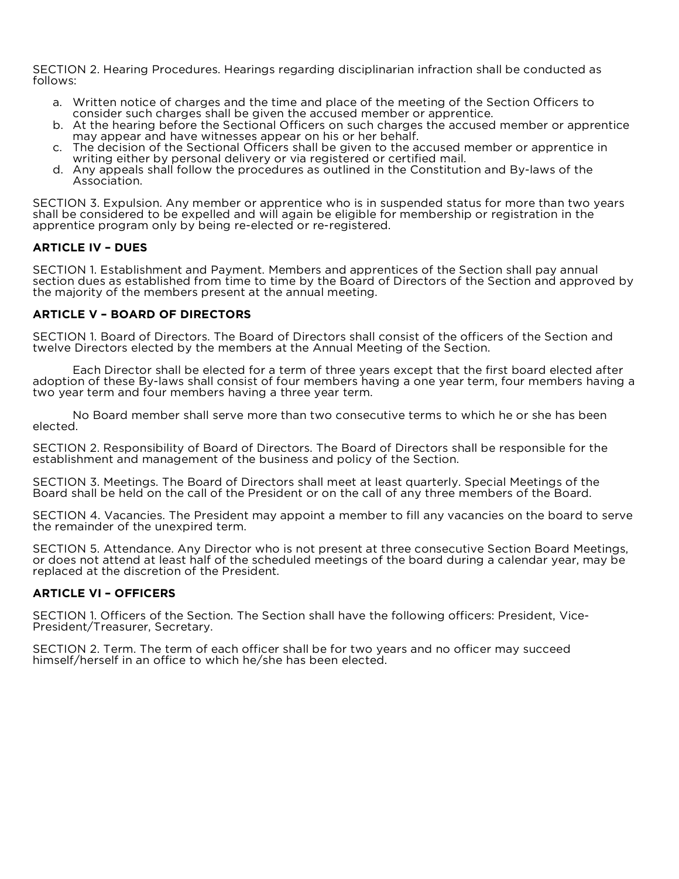SECTION 2. Hearing Procedures. Hearings regarding disciplinarian infraction shall be conducted as follows:

a. Written notice of charges and the time and place of the meeting of the Section Officers to consider such charges shall be given the accused member or apprentice.
b. At the hearing before the Sectional Officers on such charges the accused member or apprentice may appear and have witnesses appear on his or her behalf.
c. The decision of the Sectional Officers shall be given to the accused member or apprentice in writing either by personal delivery or via registered or certified mail.
d. Any appeals shall follow the procedures as outlined in the Constitution and By-laws of the Association.

SECTION 3. Expulsion. Any member or apprentice who is in suspended status for more than two years shall be considered to be expelled and will again be eligible for membership or registration in the apprentice program only by being re-elected or re-registered.

**ARTICLE IV – DUES**

SECTION 1. Establishment and Payment. Members and apprentices of the Section shall pay annual section dues as established from time to time by the Board of Directors of the Section and approved by the majority of the members present at the annual meeting.

**ARTICLE V – BOARD OF DIRECTORS**

SECTION 1. Board of Directors. The Board of Directors shall consist of the officers of the Section and twelve Directors elected by the members at the Annual Meeting of the Section.

Each Director shall be elected for a term of three years except that the first board elected after adoption of these By-laws shall consist of four members having a one year term, four members having a two year term and four members having a three year term.

No Board member shall serve more than two consecutive terms to which he or she has been elected.

SECTION 2. Responsibility of Board of Directors. The Board of Directors shall be responsible for the establishment and management of the business and policy of the Section.

SECTION 3. Meetings. The Board of Directors shall meet at least quarterly. Special Meetings of the Board shall be held on the call of the President or on the call of any three members of the Board.

SECTION 4. Vacancies. The President may appoint a member to fill any vacancies on the board to serve the remainder of the unexpired term.

SECTION 5. Attendance. Any Director who is not present at three consecutive Section Board Meetings, or does not attend at least half of the scheduled meetings of the board during a calendar year, may be replaced at the discretion of the President.

**ARTICLE VI – OFFICERS**

SECTION 1. Officers of the Section. The Section shall have the following officers: President, Vice-President/Treasurer, Secretary.

SECTION 2. Term. The term of each officer shall be for two years and no officer may succeed himself/herself in an office to which he/she has been elected.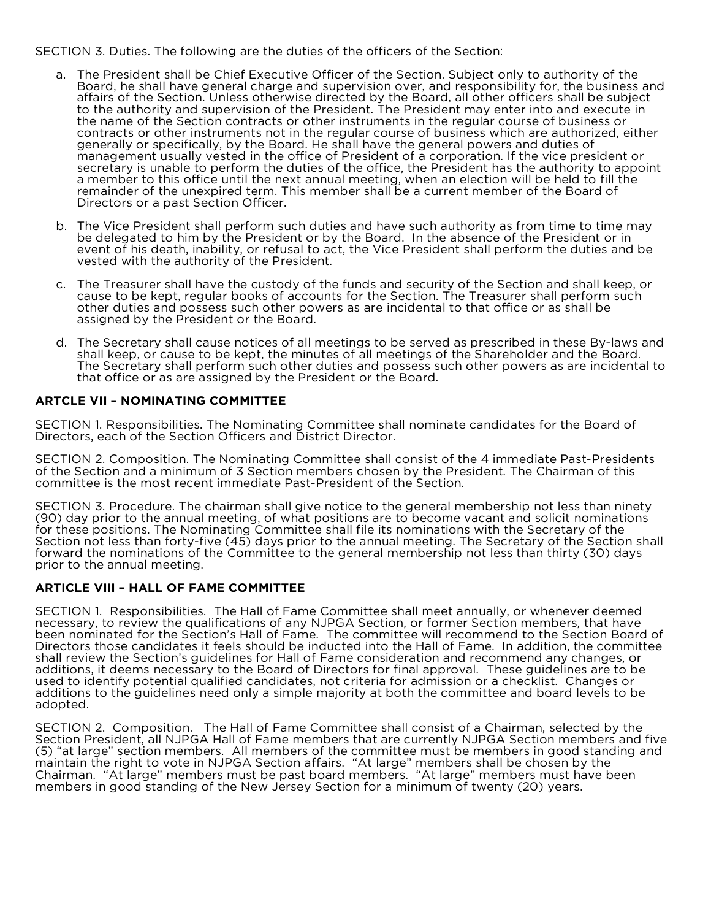SECTION 3. Duties. The following are the duties of the officers of the Section:

a. The President shall be Chief Executive Officer of the Section. Subject only to authority of the Board, he shall have general charge and supervision over, and responsibility for, the business and affairs of the Section. Unless otherwise directed by the Board, all other officers shall be subject to the authority and supervision of the President. The President may enter into and execute in the name of the Section contracts or other instruments in the regular course of business or contracts or other instruments not in the regular course of business which are authorized, either generally or specifically, by the Board. He shall have the general powers and duties of management usually vested in the office of President of a corporation. If the vice president or secretary is unable to perform the duties of the office, the President has the authority to appoint a member to this office until the next annual meeting, when an election will be held to fill the remainder of the unexpired term. This member shall be a current member of the Board of Directors or a past Section Officer.

b. The Vice President shall perform such duties and have such authority as from time to time may be delegated to him by the President or by the Board. In the absence of the President or in event of his death, inability, or refusal to act, the Vice President shall perform the duties and be vested with the authority of the President.

c. The Treasurer shall have the custody of the funds and security of the Section and shall keep, or cause to be kept, regular books of accounts for the Section. The Treasurer shall perform such other duties and possess such other powers as are incidental to that office or as shall be assigned by the President or the Board.

d. The Secretary shall cause notices of all meetings to be served as prescribed in these By-laws and shall keep, or cause to be kept, the minutes of all meetings of the Shareholder and the Board. The Secretary shall perform such other duties and possess such other powers as are incidental to that office or as are assigned by the President or the Board.

## ARTCLE VII – NOMINATING COMMITTEE

SECTION 1. Responsibilities. The Nominating Committee shall nominate candidates for the Board of Directors, each of the Section Officers and District Director.

SECTION 2. Composition. The Nominating Committee shall consist of the 4 immediate Past-Presidents of the Section and a minimum of 3 Section members chosen by the President. The Chairman of this committee is the most recent immediate Past-President of the Section.

SECTION 3. Procedure. The chairman shall give notice to the general membership not less than ninety (90) day prior to the annual meeting, of what positions are to become vacant and solicit nominations for these positions. The Nominating Committee shall file its nominations with the Secretary of the Section not less than forty-five (45) days prior to the annual meeting. The Secretary of the Section shall forward the nominations of the Committee to the general membership not less than thirty (30) days prior to the annual meeting.

## ARTICLE VIII – HALL OF FAME COMMITTEE

SECTION 1. Responsibilities. The Hall of Fame Committee shall meet annually, or whenever deemed necessary, to review the qualifications of any NJPGA Section, or former Section members, that have been nominated for the Section's Hall of Fame. The committee will recommend to the Section Board of Directors those candidates it feels should be inducted into the Hall of Fame. In addition, the committee shall review the Section's guidelines for Hall of Fame consideration and recommend any changes, or additions, it deems necessary to the Board of Directors for final approval. These guidelines are to be used to identify potential qualified candidates, not criteria for admission or a checklist. Changes or additions to the guidelines need only a simple majority at both the committee and board levels to be adopted.

SECTION 2. Composition. The Hall of Fame Committee shall consist of a Chairman, selected by the Section President, all NJPGA Hall of Fame members that are currently NJPGA Section members and five (5) "at large" section members. All members of the committee must be members in good standing and maintain the right to vote in NJPGA Section affairs. "At large" members shall be chosen by the Chairman. "At large" members must be past board members. "At large" members must have been members in good standing of the New Jersey Section for a minimum of twenty (20) years.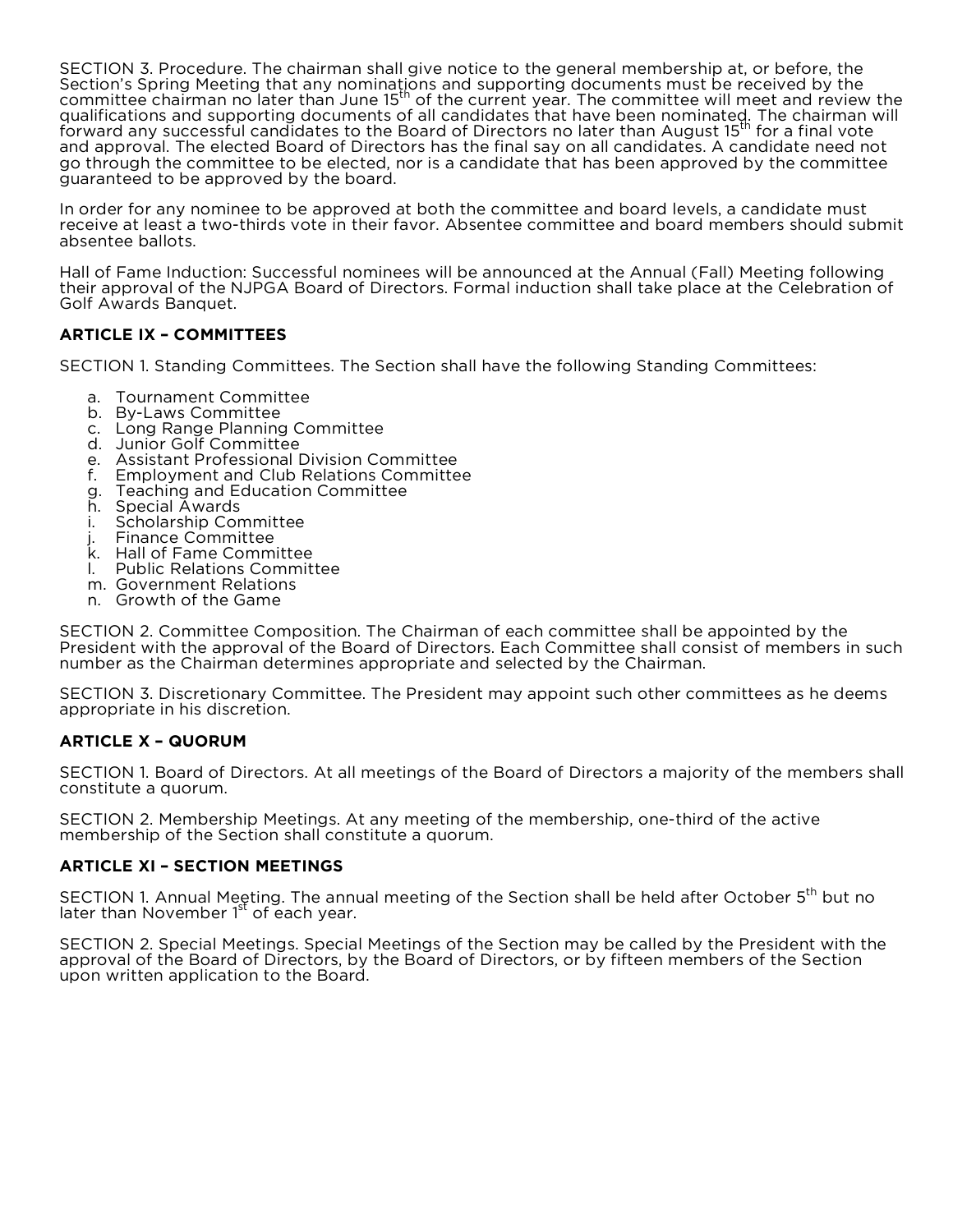SECTION 3. Procedure. The chairman shall give notice to the general membership at, or before, the Section's Spring Meeting that any nominations and supporting documents must be received by the committee chairman no later than June 15th of the current year. The committee will meet and review the qualifications and supporting documents of all candidates that have been nominated. The chairman will forward any successful candidates to the Board of Directors no later than August 15th for a final vote and approval. The elected Board of Directors has the final say on all candidates. A candidate need not go through the committee to be elected, nor is a candidate that has been approved by the committee guaranteed to be approved by the board.

In order for any nominee to be approved at both the committee and board levels, a candidate must receive at least a two-thirds vote in their favor. Absentee committee and board members should submit absentee ballots.

Hall of Fame Induction: Successful nominees will be announced at the Annual (Fall) Meeting following their approval of the NJPGA Board of Directors. Formal induction shall take place at the Celebration of Golf Awards Banquet.

## ARTICLE IX – COMMITTEES

SECTION 1. Standing Committees. The Section shall have the following Standing Committees:

a. Tournament Committee
b. By-Laws Committee
c. Long Range Planning Committee
d. Junior Golf Committee
e. Assistant Professional Division Committee
f. Employment and Club Relations Committee
g. Teaching and Education Committee
h. Special Awards
i. Scholarship Committee
j. Finance Committee
k. Hall of Fame Committee
l. Public Relations Committee
m. Government Relations
n. Growth of the Game

SECTION 2. Committee Composition. The Chairman of each committee shall be appointed by the President with the approval of the Board of Directors. Each Committee shall consist of members in such number as the Chairman determines appropriate and selected by the Chairman.

SECTION 3. Discretionary Committee. The President may appoint such other committees as he deems appropriate in his discretion.

## ARTICLE X – QUORUM

SECTION 1. Board of Directors. At all meetings of the Board of Directors a majority of the members shall constitute a quorum.

SECTION 2. Membership Meetings. At any meeting of the membership, one-third of the active membership of the Section shall constitute a quorum.

## ARTICLE XI – SECTION MEETINGS

SECTION 1. Annual Meeting. The annual meeting of the Section shall be held after October 5th but no later than November 1st of each year.

SECTION 2. Special Meetings. Special Meetings of the Section may be called by the President with the approval of the Board of Directors, by the Board of Directors, or by fifteen members of the Section upon written application to the Board.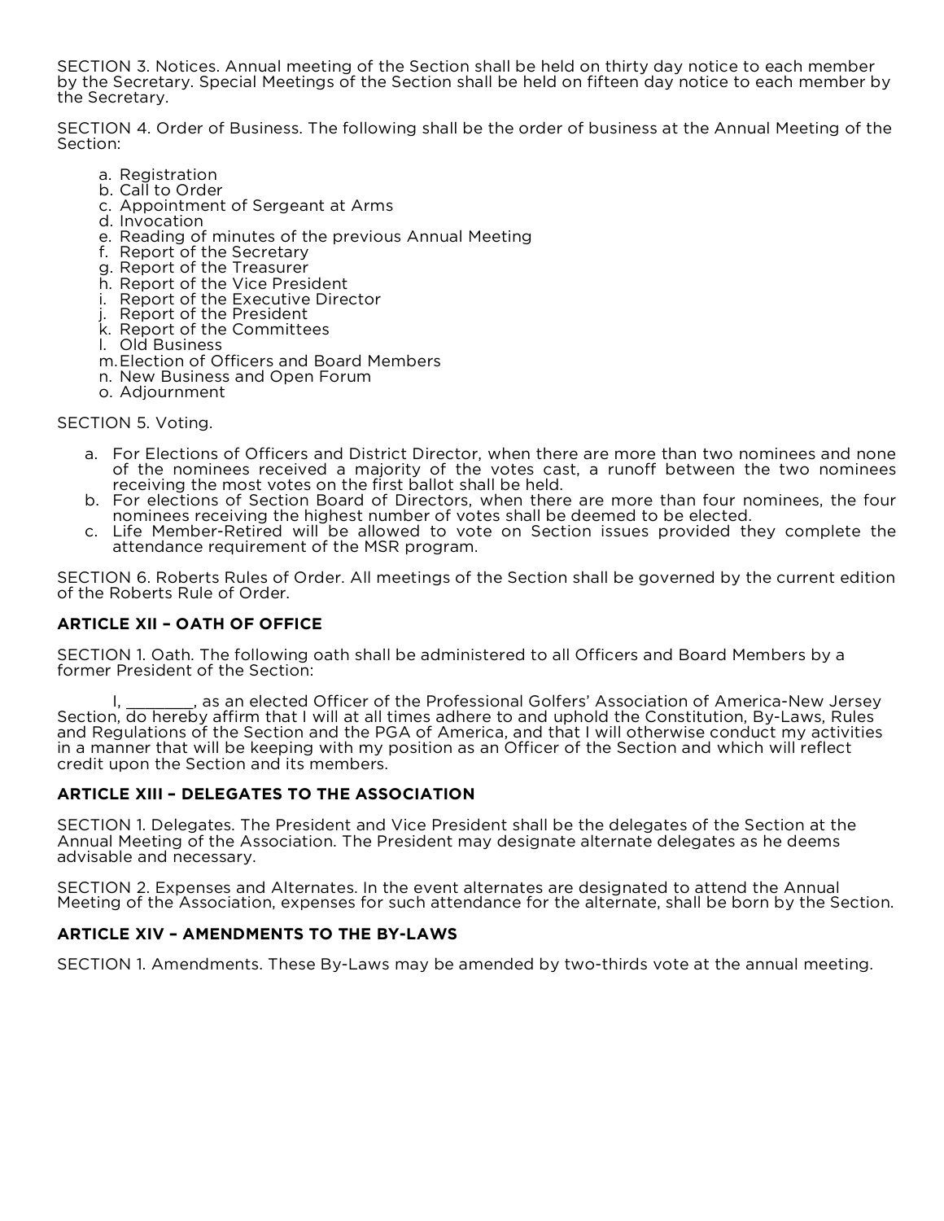SECTION 3. Notices. Annual meeting of the Section shall be held on thirty day notice to each member by the Secretary. Special Meetings of the Section shall be held on fifteen day notice to each member by the Secretary.

SECTION 4. Order of Business. The following shall be the order of business at the Annual Meeting of the Section:

a. Registration
b. Call to Order
c. Appointment of Sergeant at Arms
d. Invocation
e. Reading of minutes of the previous Annual Meeting
f. Report of the Secretary
g. Report of the Treasurer
h. Report of the Vice President
i. Report of the Executive Director
j. Report of the President
k. Report of the Committees
l. Old Business
m. Election of Officers and Board Members
n. New Business and Open Forum
o. Adjournment

SECTION 5. Voting.

a. For Elections of Officers and District Director, when there are more than two nominees and none of the nominees received a majority of the votes cast, a runoff between the two nominees receiving the most votes on the first ballot shall be held.
b. For elections of Section Board of Directors, when there are more than four nominees, the four nominees receiving the highest number of votes shall be deemed to be elected.
c. Life Member-Retired will be allowed to vote on Section issues provided they complete the attendance requirement of the MSR program.

SECTION 6. Roberts Rules of Order. All meetings of the Section shall be governed by the current edition of the Roberts Rule of Order.

## ARTICLE XII – OATH OF OFFICE

SECTION 1. Oath. The following oath shall be administered to all Officers and Board Members by a former President of the Section:

I, ________, as an elected Officer of the Professional Golfers' Association of America-New Jersey Section, do hereby affirm that I will at all times adhere to and uphold the Constitution, By-Laws, Rules and Regulations of the Section and the PGA of America, and that I will otherwise conduct my activities in a manner that will be keeping with my position as an Officer of the Section and which will reflect credit upon the Section and its members.

## ARTICLE XIII – DELEGATES TO THE ASSOCIATION

SECTION 1. Delegates. The President and Vice President shall be the delegates of the Section at the Annual Meeting of the Association. The President may designate alternate delegates as he deems advisable and necessary.

SECTION 2. Expenses and Alternates. In the event alternates are designated to attend the Annual Meeting of the Association, expenses for such attendance for the alternate, shall be born by the Section.

## ARTICLE XIV – AMENDMENTS TO THE BY-LAWS

SECTION 1. Amendments. These By-Laws may be amended by two-thirds vote at the annual meeting.